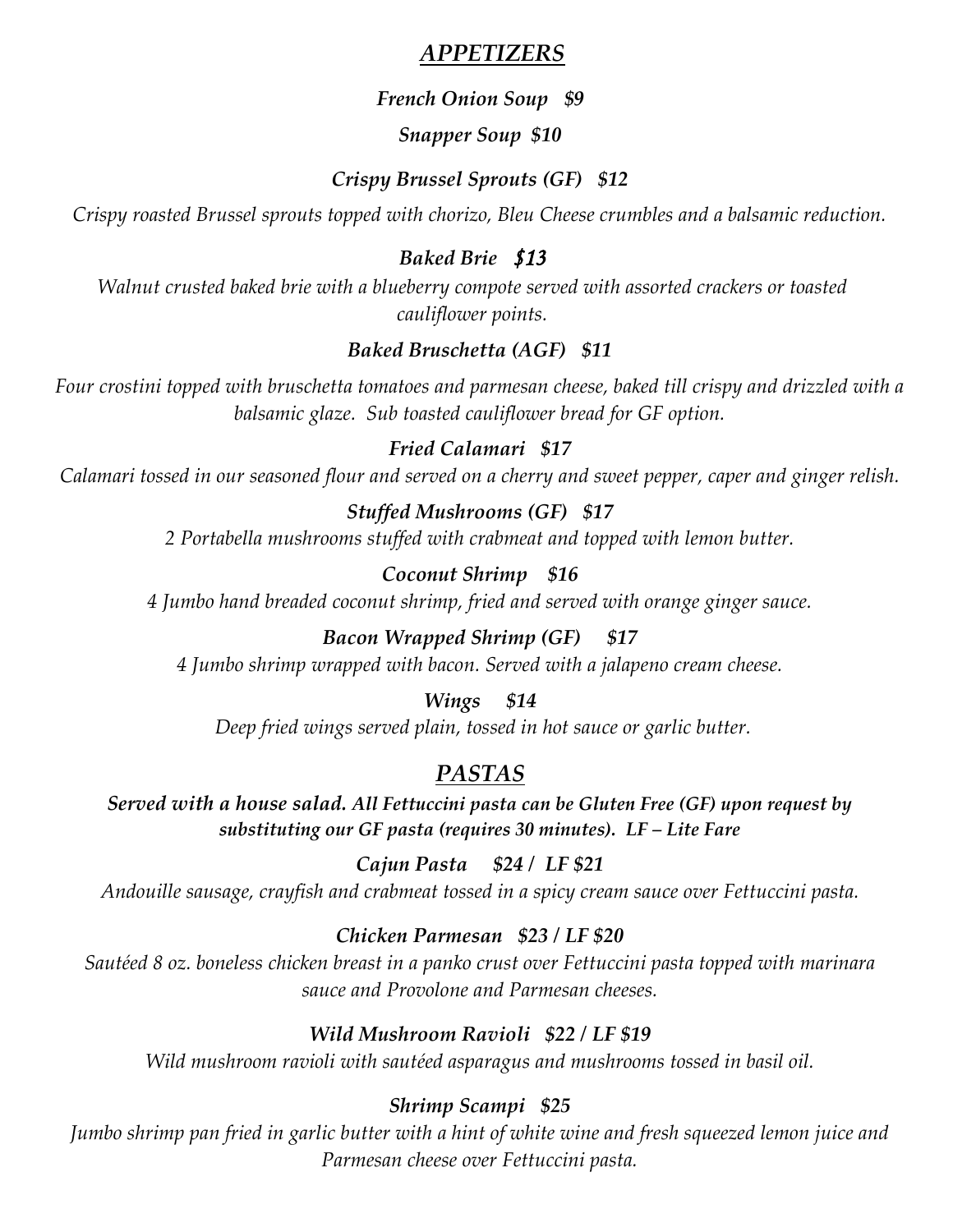## *APPETIZERS*

***French Onion Soup   $9***

***Snapper Soup  $10***

***Crispy Brussel Sprouts (GF)   $12***

*Crispy roasted Brussel sprouts topped with chorizo, Bleu Cheese crumbles and a balsamic reduction.*

***Baked Brie   $13***

*Walnut crusted baked brie with a blueberry compote served with assorted crackers or toasted cauliflower points.*

***Baked Bruschetta (AGF)   $11***

*Four crostini topped with bruschetta tomatoes and parmesan cheese, baked till crispy and drizzled with a balsamic glaze.  Sub toasted cauliflower bread for GF option.*

***Fried Calamari   $17***

*Calamari tossed in our seasoned flour and served on a cherry and sweet pepper, caper and ginger relish.*

***Stuffed Mushrooms (GF)   $17***

*2 Portabella mushrooms stuffed with crabmeat and topped with lemon butter.*

***Coconut Shrimp   $16***

*4 Jumbo hand breaded coconut shrimp, fried and served with orange ginger sauce.*

***Bacon Wrapped Shrimp (GF)   $17***

*4 Jumbo shrimp wrapped with bacon. Served with a jalapeno cream cheese.*

***Wings   $14***

*Deep fried wings served plain, tossed in hot sauce or garlic butter.*

## *PASTAS*

***Served with a house salad. All Fettuccini pasta can be Gluten Free (GF) upon request by substituting our GF pasta (requires 30 minutes).  LF – Lite Fare***

***Cajun Pasta   $24 /  LF $21***

*Andouille sausage, crayfish and crabmeat tossed in a spicy cream sauce over Fettuccini pasta.*

***Chicken Parmesan   $23 / LF $20***

*Sautéed 8 oz. boneless chicken breast in a panko crust over Fettuccini pasta topped with marinara sauce and Provolone and Parmesan cheeses.*

***Wild Mushroom Ravioli   $22 / LF $19***

*Wild mushroom ravioli with sautéed asparagus and mushrooms tossed in basil oil.*

***Shrimp Scampi   $25***

*Jumbo shrimp pan fried in garlic butter with a hint of white wine and fresh squeezed lemon juice and Parmesan cheese over Fettuccini pasta.*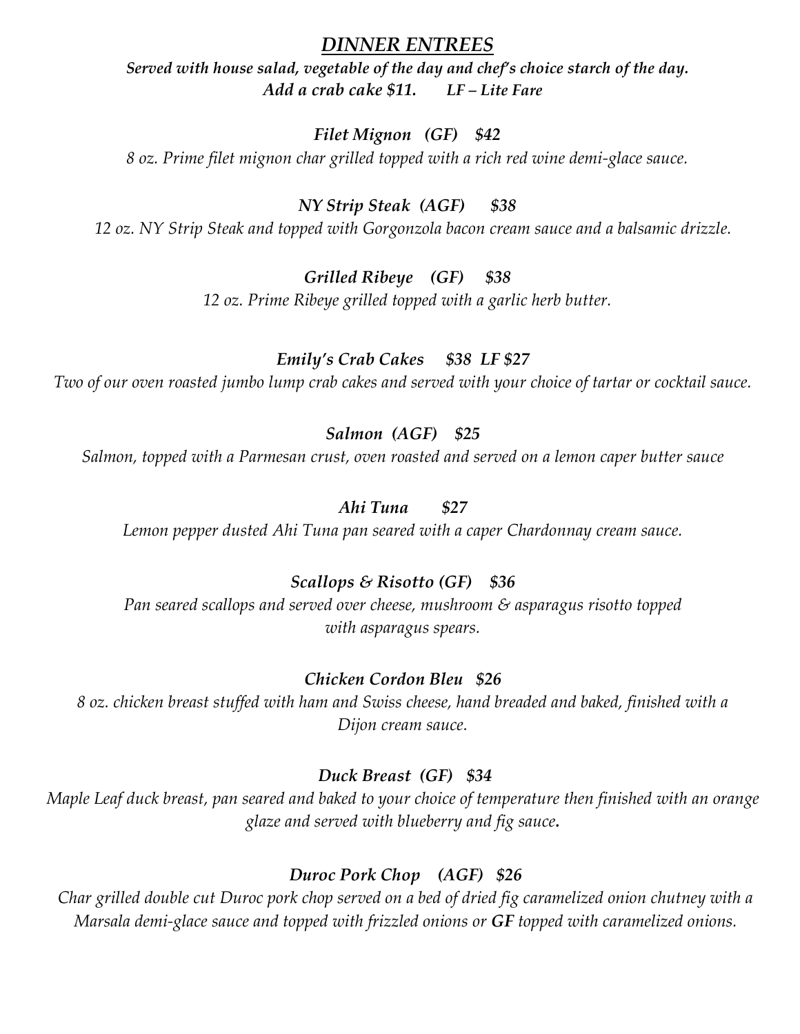# *DINNER ENTREES*

***Served with house salad, vegetable of the day and chef's choice starch of the day.***
***Add a crab cake $11.      LF – Lite Fare***

### *Filet Mignon (GF) $42*

*8 oz. Prime filet mignon char grilled topped with a rich red wine demi-glace sauce.*

### *NY Strip Steak (AGF) $38*

*12 oz. NY Strip Steak and topped with Gorgonzola bacon cream sauce and a balsamic drizzle.*

### *Grilled Ribeye (GF) $38*

*12 oz. Prime Ribeye grilled topped with a garlic herb butter.*

### *Emily's Crab Cakes $38 LF $27*

*Two of our oven roasted jumbo lump crab cakes and served with your choice of tartar or cocktail sauce.*

### *Salmon (AGF) $25*

*Salmon, topped with a Parmesan crust, oven roasted and served on a lemon caper butter sauce*

### *Ahi Tuna $27*

*Lemon pepper dusted Ahi Tuna pan seared with a caper Chardonnay cream sauce.*

### *Scallops & Risotto (GF) $36*

*Pan seared scallops and served over cheese, mushroom & asparagus risotto topped with asparagus spears.*

### *Chicken Cordon Bleu $26*

*8 oz. chicken breast stuffed with ham and Swiss cheese, hand breaded and baked, finished with a Dijon cream sauce.*

### *Duck Breast (GF) $34*

*Maple Leaf duck breast, pan seared and baked to your choice of temperature then finished with an orange glaze and served with blueberry and fig sauce.*

### *Duroc Pork Chop (AGF) $26*

*Char grilled double cut Duroc pork chop served on a bed of dried fig caramelized onion chutney with a Marsala demi-glace sauce and topped with frizzled onions or **GF** topped with caramelized onions.*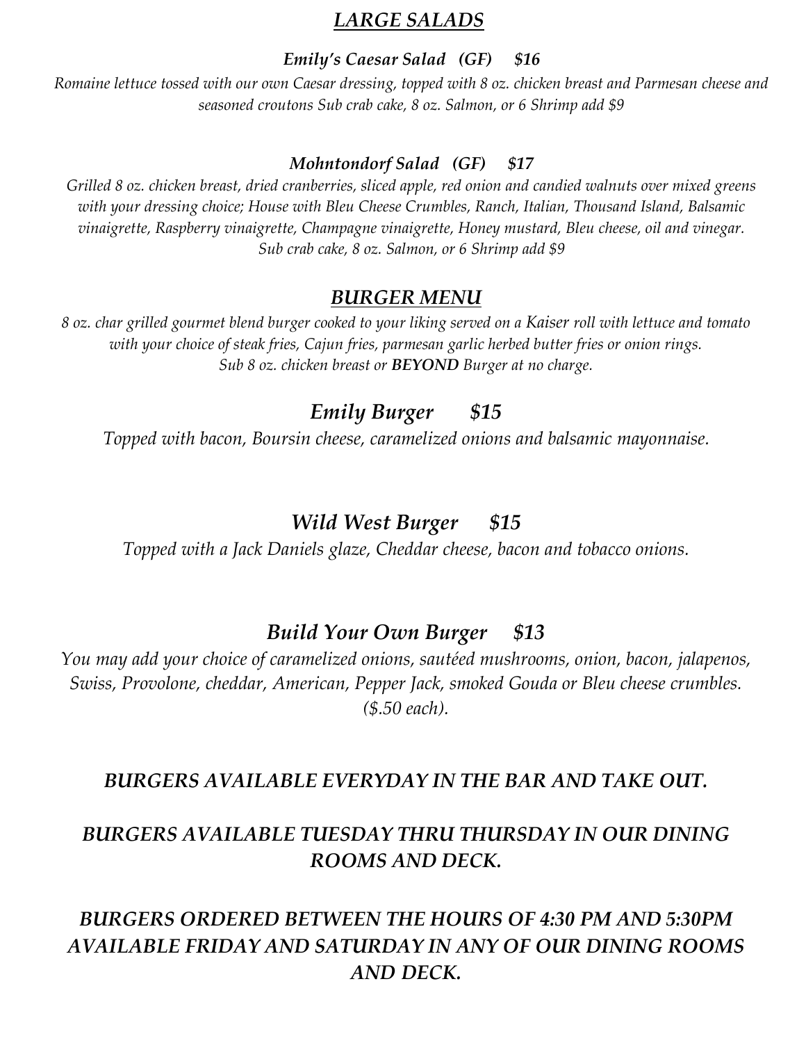## *LARGE SALADS*

***Emily's Caesar Salad (GF) $16***

*Romaine lettuce tossed with our own Caesar dressing, topped with 8 oz. chicken breast and Parmesan cheese and seasoned croutons Sub crab cake, 8 oz. Salmon, or 6 Shrimp add $9*

***Mohntondorf Salad (GF) $17***

*Grilled 8 oz. chicken breast, dried cranberries, sliced apple, red onion and candied walnuts over mixed greens with your dressing choice; House with Bleu Cheese Crumbles, Ranch, Italian, Thousand Island, Balsamic vinaigrette, Raspberry vinaigrette, Champagne vinaigrette, Honey mustard, Bleu cheese, oil and vinegar. Sub crab cake, 8 oz. Salmon, or 6 Shrimp add $9*

## *BURGER MENU*

*8 oz. char grilled gourmet blend burger cooked to your liking served on a Kaiser roll with lettuce and tomato with your choice of steak fries, Cajun fries, parmesan garlic herbed butter fries or onion rings. Sub 8 oz. chicken breast or **BEYOND** Burger at no charge.*

### *Emily Burger $15*

*Topped with bacon, Boursin cheese, caramelized onions and balsamic mayonnaise.*

### *Wild West Burger $15*

*Topped with a Jack Daniels glaze, Cheddar cheese, bacon and tobacco onions.*

### *Build Your Own Burger $13*

*You may add your choice of caramelized onions, sautéed mushrooms, onion, bacon, jalapenos, Swiss, Provolone, cheddar, American, Pepper Jack, smoked Gouda or Bleu cheese crumbles. ($.50 each).*

***BURGERS AVAILABLE EVERYDAY IN THE BAR AND TAKE OUT.***

***BURGERS AVAILABLE TUESDAY THRU THURSDAY IN OUR DINING ROOMS AND DECK.***

***BURGERS ORDERED BETWEEN THE HOURS OF 4:30 PM AND 5:30PM AVAILABLE FRIDAY AND SATURDAY IN ANY OF OUR DINING ROOMS AND DECK.***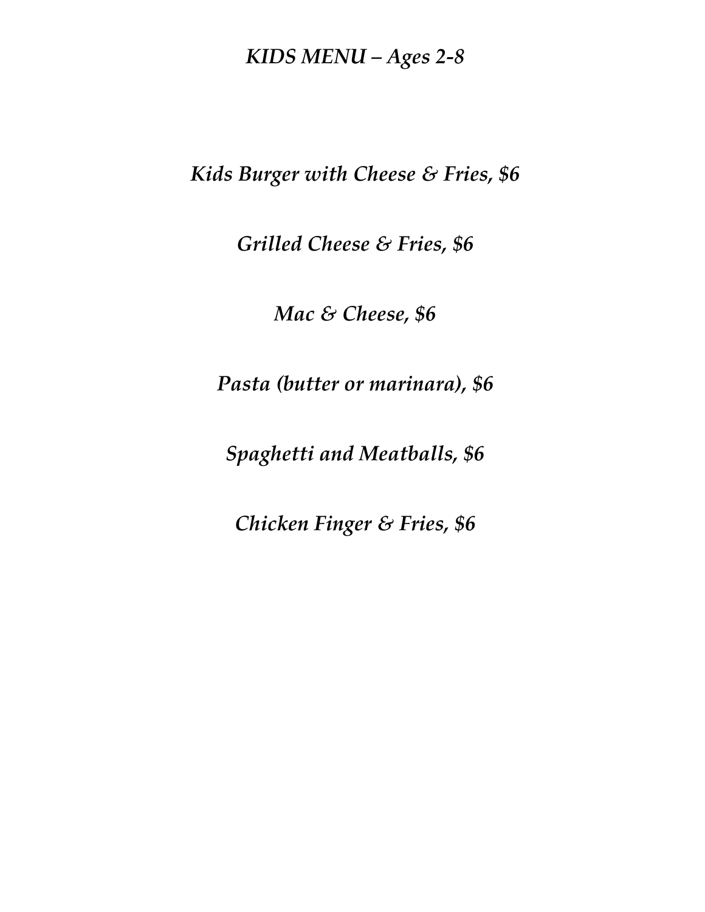# *KIDS MENU – Ages 2-8*

*Kids Burger with Cheese & Fries, $6*

*Grilled Cheese & Fries, $6*

*Mac & Cheese, $6*

*Pasta (butter or marinara), $6*

*Spaghetti and Meatballs, $6*

*Chicken Finger & Fries, $6*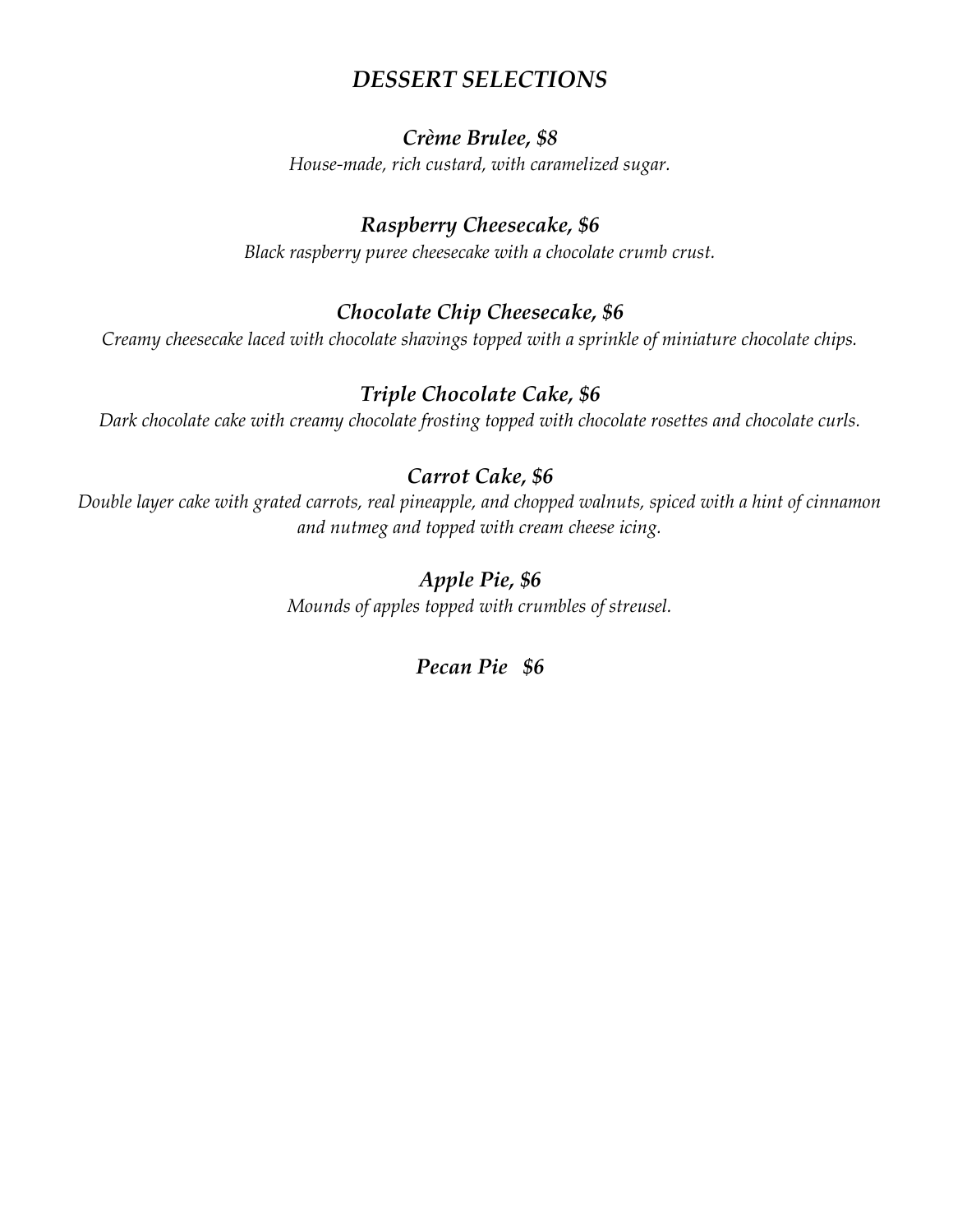# *DESSERT SELECTIONS*

### *Crème Brulee, $8*

*House-made, rich custard, with caramelized sugar.*

### *Raspberry Cheesecake, $6*

*Black raspberry puree cheesecake with a chocolate crumb crust.*

### *Chocolate Chip Cheesecake, $6*

*Creamy cheesecake laced with chocolate shavings topped with a sprinkle of miniature chocolate chips.*

### *Triple Chocolate Cake, $6*

*Dark chocolate cake with creamy chocolate frosting topped with chocolate rosettes and chocolate curls.*

### *Carrot Cake, $6*

*Double layer cake with grated carrots, real pineapple, and chopped walnuts, spiced with a hint of cinnamon and nutmeg and topped with cream cheese icing.*

### *Apple Pie, $6*

*Mounds of apples topped with crumbles of streusel.*

### *Pecan Pie   $6*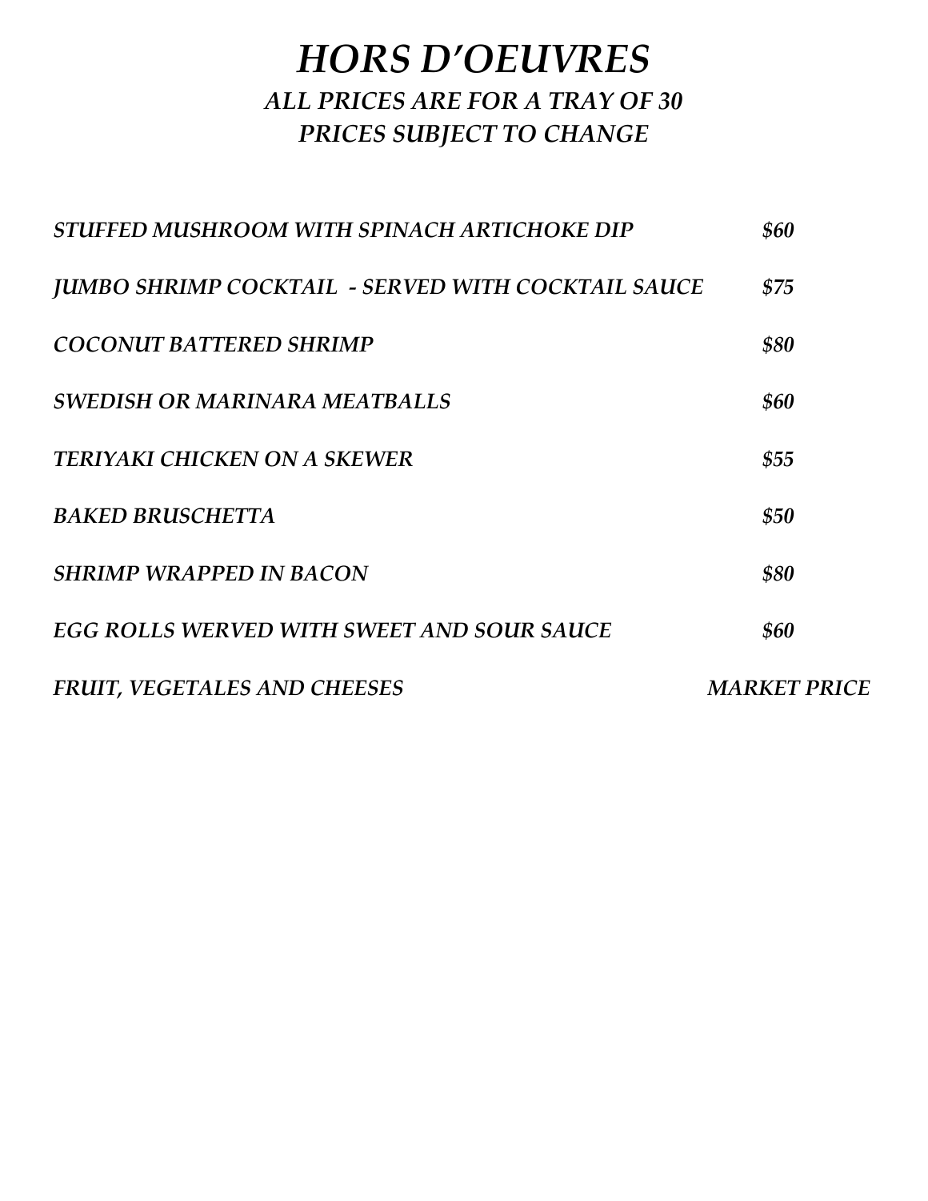# *HORS D'OEUVRES*

***ALL PRICES ARE FOR A TRAY OF 30***

***PRICES SUBJECT TO CHANGE***

| | |
|---|---|
| ***STUFFED MUSHROOM WITH SPINACH ARTICHOKE DIP*** | ***$60*** |
| ***JUMBO SHRIMP COCKTAIL - SERVED WITH COCKTAIL SAUCE*** | ***$75*** |
| ***COCONUT BATTERED SHRIMP*** | ***$80*** |
| ***SWEDISH OR MARINARA MEATBALLS*** | ***$60*** |
| ***TERIYAKI CHICKEN ON A SKEWER*** | ***$55*** |
| ***BAKED BRUSCHETTA*** | ***$50*** |
| ***SHRIMP WRAPPED IN BACON*** | ***$80*** |
| ***EGG ROLLS WERVED WITH SWEET AND SOUR SAUCE*** | ***$60*** |
| ***FRUIT, VEGETALES AND CHEESES*** | ***MARKET PRICE*** |